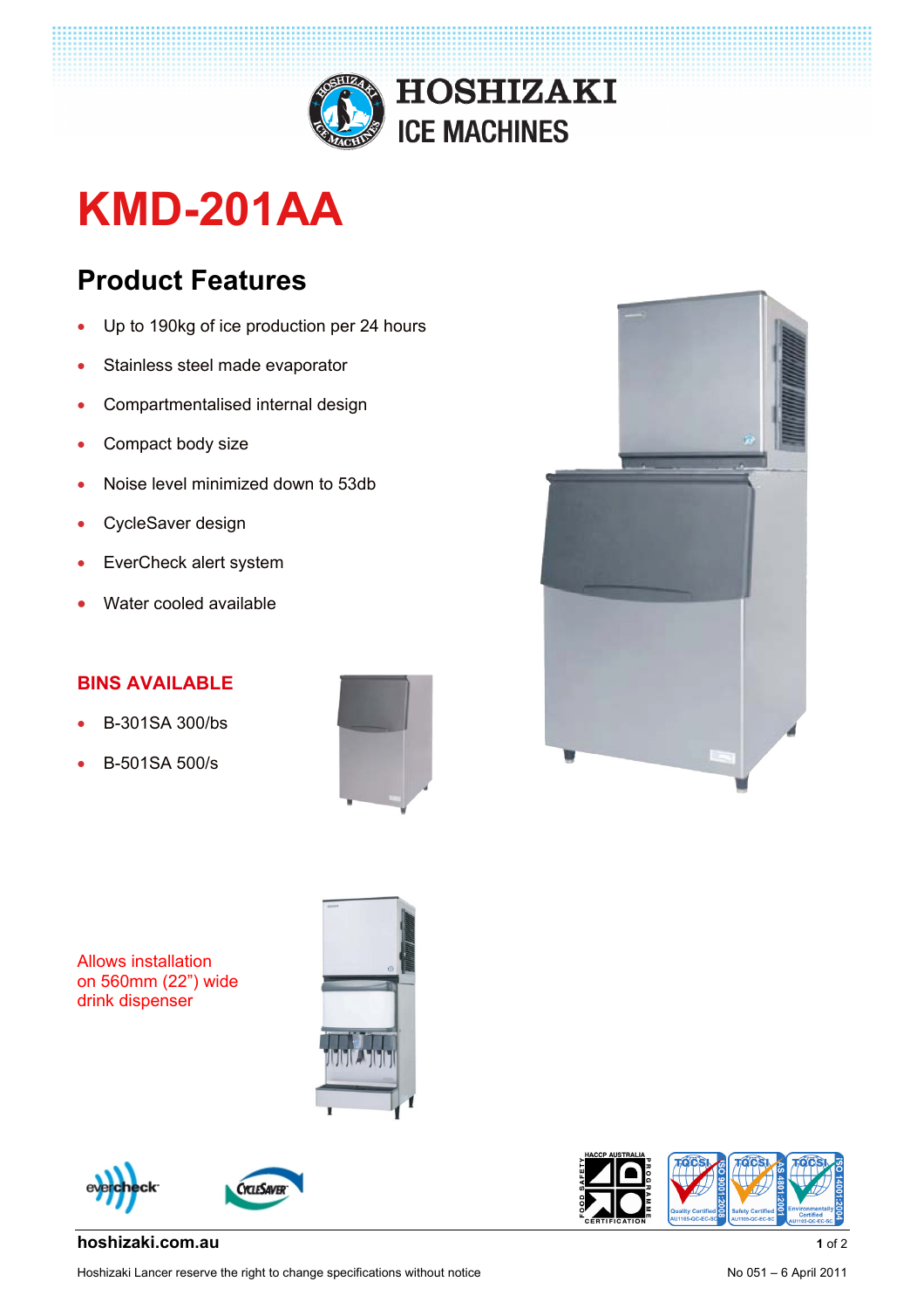# HOSHIZAKI ICE MACHINES

# KMD-201AA

## Product Features

- Up to 190kg of ice production per 24 hours
- Stainless steel made evaporator
- Compartmentalised internal design
- Compact body size
- Noise level minimized down to 53db
- CycleSaver design
- EverCheck alert system
- Water cooled available

### BINS AVAILABLE

- B-301SA 300/bs
- B-501SA 500/s

Allows installation on 560mm (22") wide drink dispenser

hoshizaki.com.au

Hoshizaki Lancer reserve the right to change specifications without notice

No 051 – 6 April 2011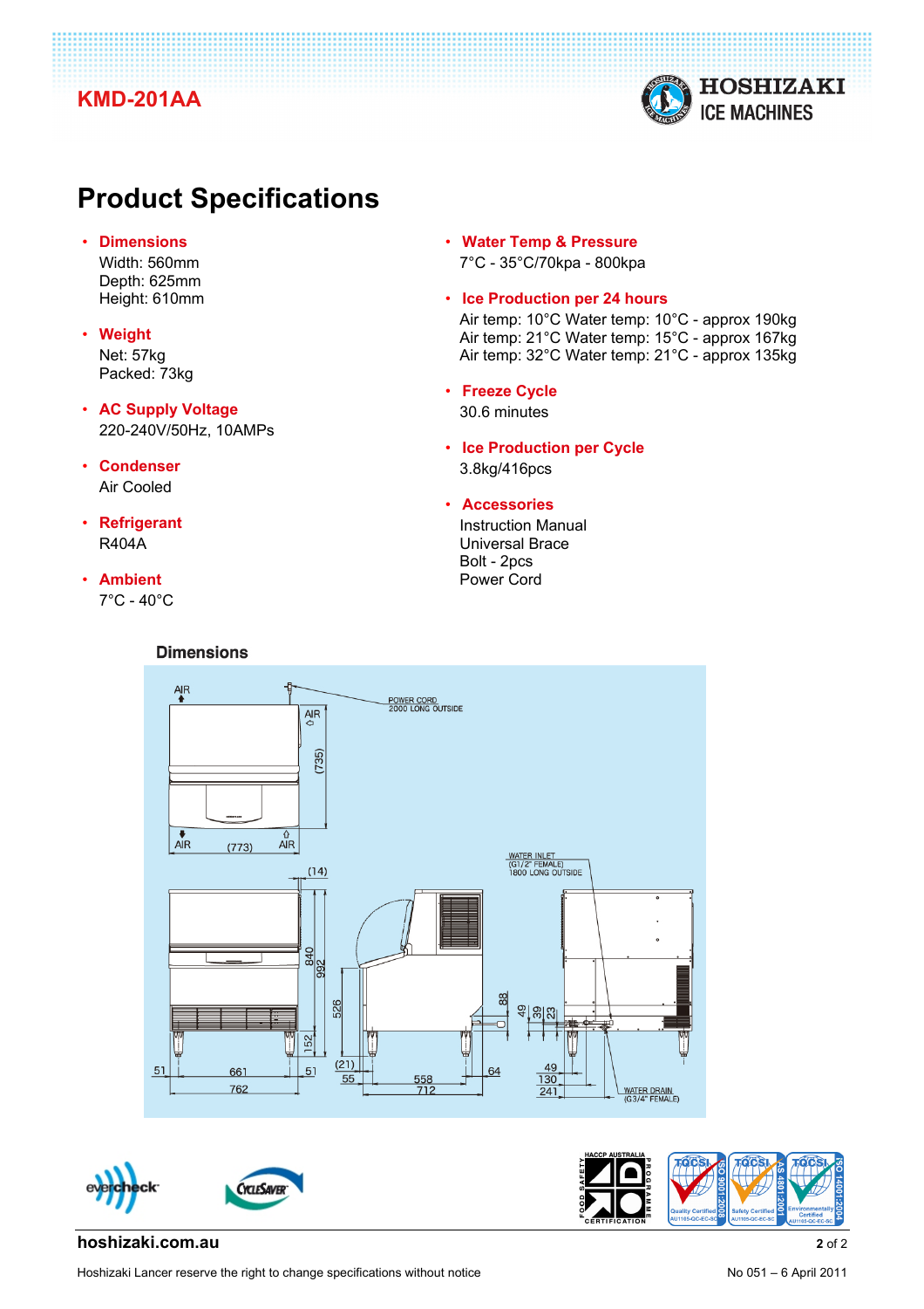KMD-201AA

# Product Specifications

- **Dimensions**
  Width: 560mm
  Depth: 625mm
  Height: 610mm
- **Weight**
  Net: 57kg
  Packed: 73kg
- **AC Supply Voltage**
  220-240V/50Hz, 10AMPs
- **Condenser**
  Air Cooled
- **Refrigerant**
  R404A
- **Ambient**
  7°C - 40°C
- **Water Temp & Pressure**
  7°C - 35°C/70kpa - 800kpa
- **Ice Production per 24 hours**
  Air temp: 10°C Water temp: 10°C - approx 190kg
  Air temp: 21°C Water temp: 15°C - approx 167kg
  Air temp: 32°C Water temp: 21°C - approx 135kg
- **Freeze Cycle**
  30.6 minutes
- **Ice Production per Cycle**
  3.8kg/416pcs
- **Accessories**
  Instruction Manual
  Universal Brace
  Bolt - 2pcs
  Power Cord

## Dimensions

AIR
POWER CORD
2000 LONG OUTSIDE
AIR
(735)
AIR (773) AIR
(14)
WATER INLET
(G1/2" FEMALE)
1800 LONG OUTSIDE
840
992
526
88
49 39 23
152
51 661 51
762
(21)
55 558 64
712
49
130
241
WATER DRAIN
(G3/4" FEMALE)

hoshizaki.com.au

Hoshizaki Lancer reserve the right to change specifications without notice

No 051 – 6 April 2011